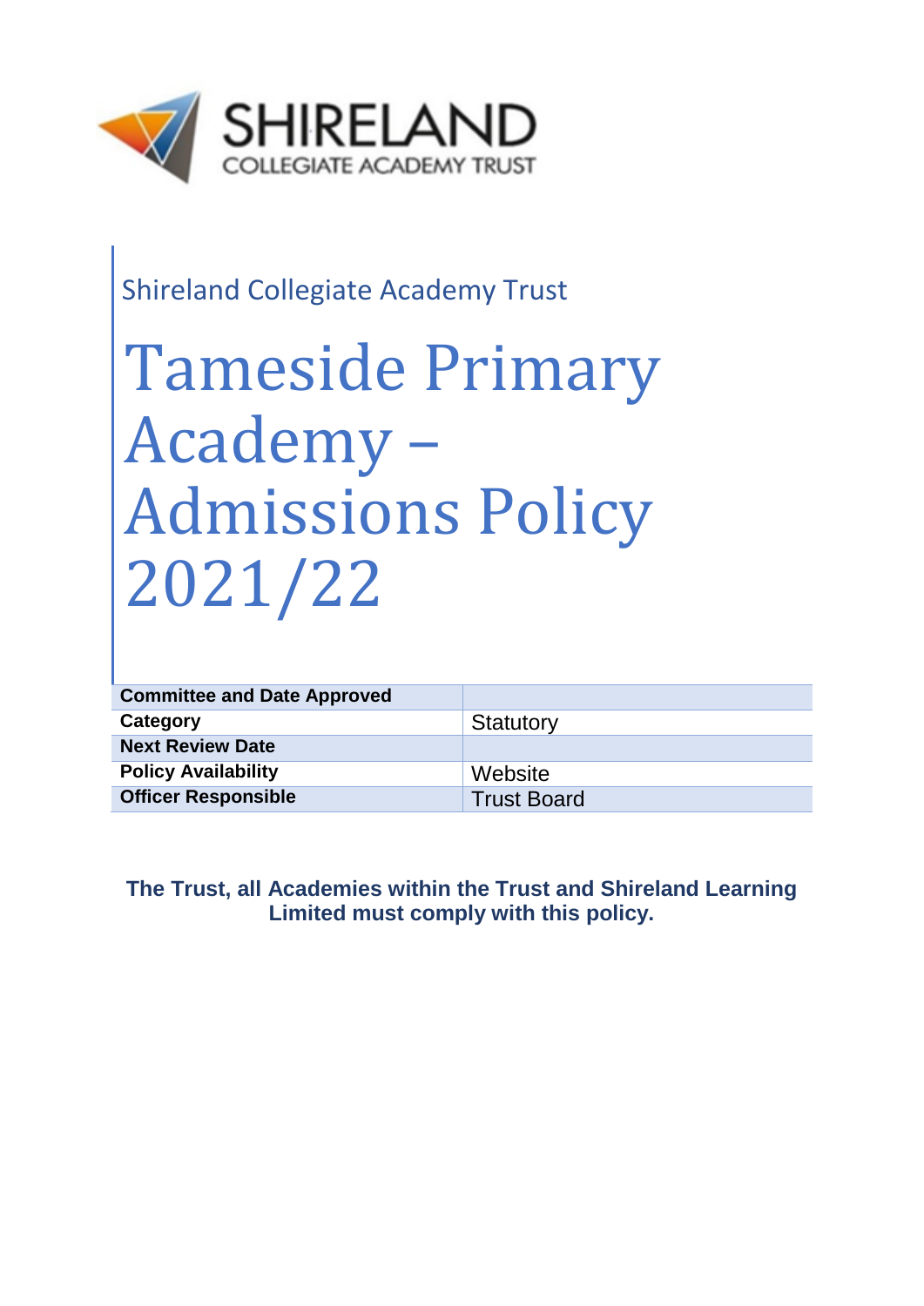SHIRELAND
COLLEGIATE ACADEMY TRUST

Shireland Collegiate Academy Trust

# Tameside Primary Academy – Admissions Policy 2021/22

| **Committee and Date Approved** | |
|---|---|
| **Category** | Statutory |
| **Next Review Date** | |
| **Policy Availability** | Website |
| **Officer Responsible** | Trust Board |

**The Trust, all Academies within the Trust and Shireland Learning Limited must comply with this policy.**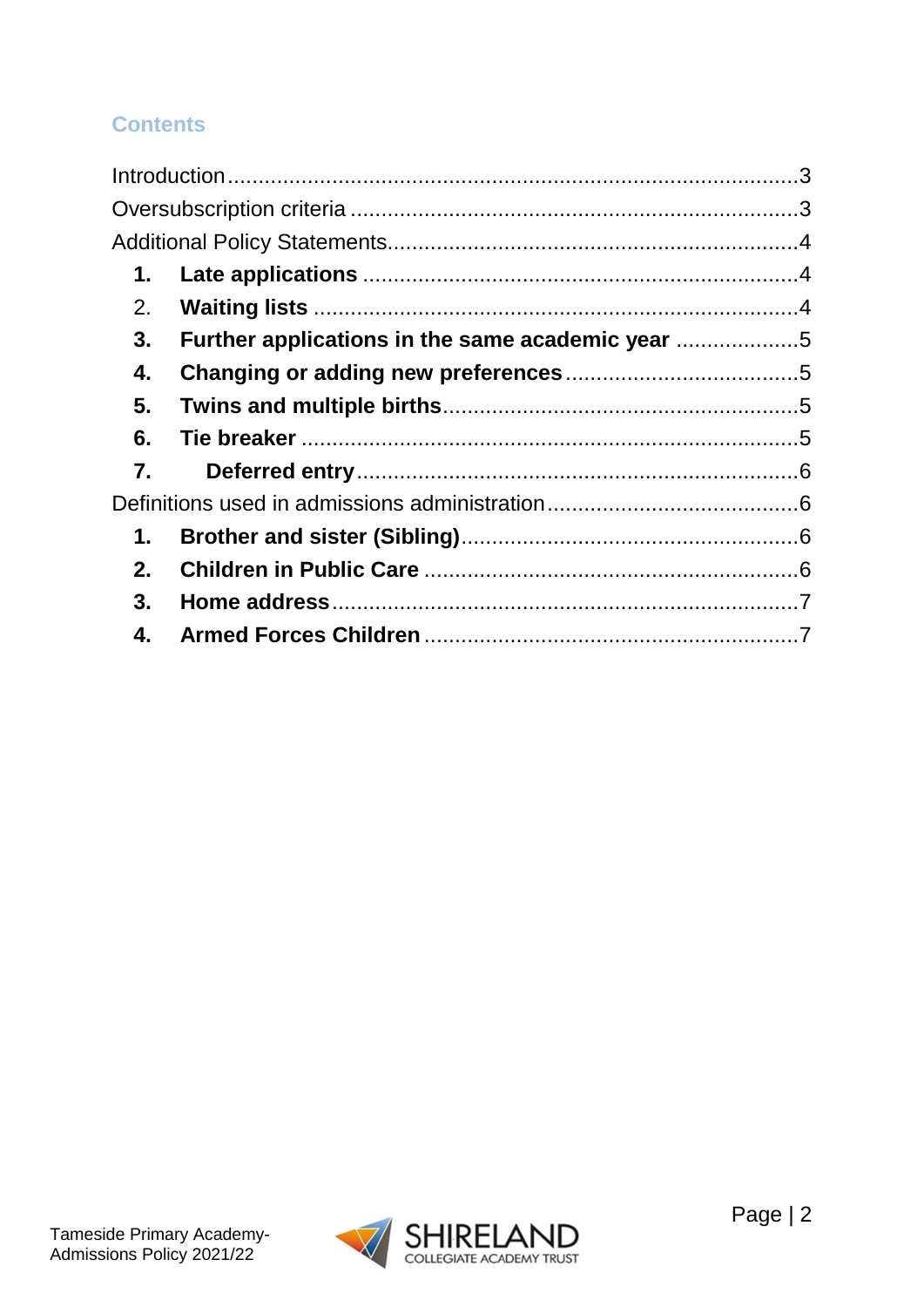## Contents

Introduction.....3
Oversubscription criteria.....3
Additional Policy Statements.....4

1. **Late applications**.....4
2. **Waiting lists**.....4
3. **Further applications in the same academic year**.....5
4. **Changing or adding new preferences**.....5
5. **Twins and multiple births**.....5
6. **Tie breaker**.....5
7. **Deferred entry**.....6

Definitions used in admissions administration.....6

1. **Brother and sister (Sibling)**.....6
2. **Children in Public Care**.....6
3. **Home address**.....7
4. **Armed Forces Children**.....7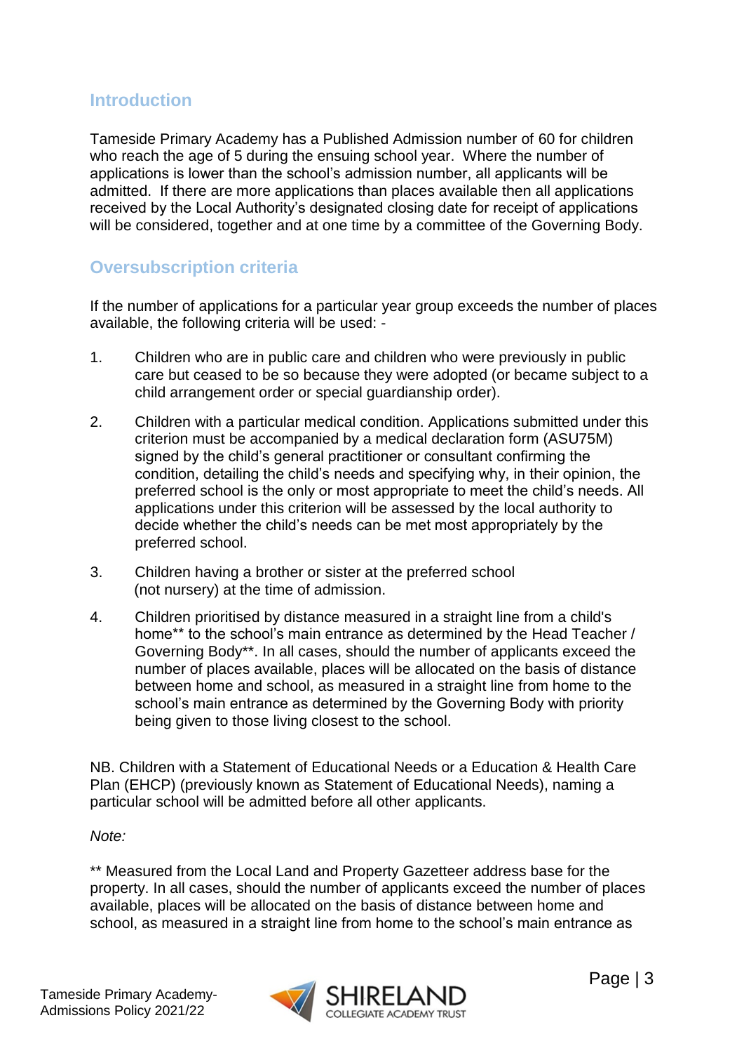## Introduction

Tameside Primary Academy has a Published Admission number of 60 for children who reach the age of 5 during the ensuing school year. Where the number of applications is lower than the school's admission number, all applicants will be admitted. If there are more applications than places available then all applications received by the Local Authority's designated closing date for receipt of applications will be considered, together and at one time by a committee of the Governing Body.

## Oversubscription criteria

If the number of applications for a particular year group exceeds the number of places available, the following criteria will be used: -

1. Children who are in public care and children who were previously in public care but ceased to be so because they were adopted (or became subject to a child arrangement order or special guardianship order).
2. Children with a particular medical condition. Applications submitted under this criterion must be accompanied by a medical declaration form (ASU75M) signed by the child's general practitioner or consultant confirming the condition, detailing the child's needs and specifying why, in their opinion, the preferred school is the only or most appropriate to meet the child's needs. All applications under this criterion will be assessed by the local authority to decide whether the child's needs can be met most appropriately by the preferred school.
3. Children having a brother or sister at the preferred school (not nursery) at the time of admission.
4. Children prioritised by distance measured in a straight line from a child's home** to the school's main entrance as determined by the Head Teacher / Governing Body**. In all cases, should the number of applicants exceed the number of places available, places will be allocated on the basis of distance between home and school, as measured in a straight line from home to the school's main entrance as determined by the Governing Body with priority being given to those living closest to the school.

NB. Children with a Statement of Educational Needs or a Education & Health Care Plan (EHCP) (previously known as Statement of Educational Needs), naming a particular school will be admitted before all other applicants.

*Note:*

** Measured from the Local Land and Property Gazetteer address base for the property. In all cases, should the number of applicants exceed the number of places available, places will be allocated on the basis of distance between home and school, as measured in a straight line from home to the school's main entrance as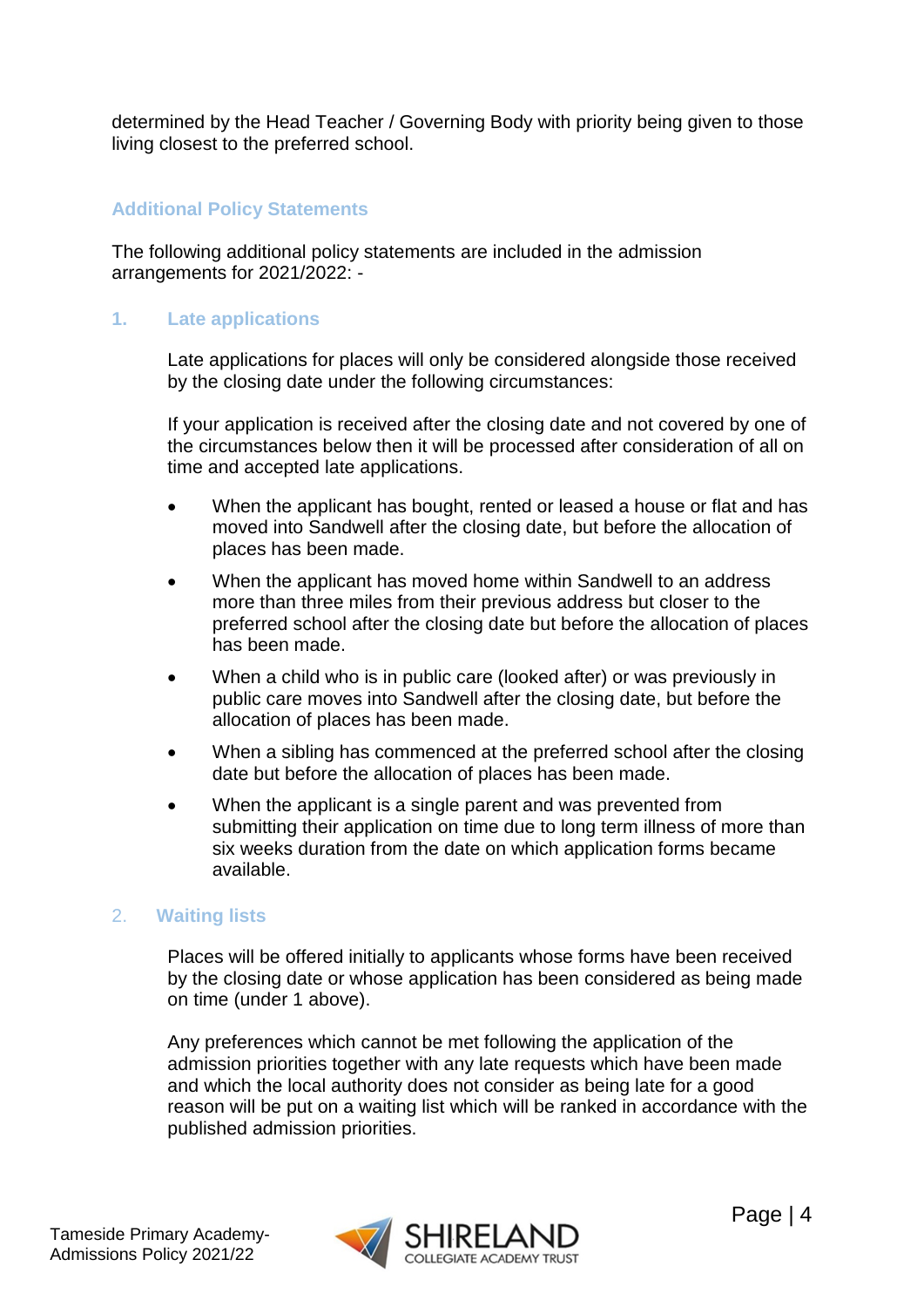determined by the Head Teacher / Governing Body with priority being given to those living closest to the preferred school.

## Additional Policy Statements

The following additional policy statements are included in the admission arrangements for 2021/2022: -

### 1. Late applications

Late applications for places will only be considered alongside those received by the closing date under the following circumstances:

If your application is received after the closing date and not covered by one of the circumstances below then it will be processed after consideration of all on time and accepted late applications.

- When the applicant has bought, rented or leased a house or flat and has moved into Sandwell after the closing date, but before the allocation of places has been made.
- When the applicant has moved home within Sandwell to an address more than three miles from their previous address but closer to the preferred school after the closing date but before the allocation of places has been made.
- When a child who is in public care (looked after) or was previously in public care moves into Sandwell after the closing date, but before the allocation of places has been made.
- When a sibling has commenced at the preferred school after the closing date but before the allocation of places has been made.
- When the applicant is a single parent and was prevented from submitting their application on time due to long term illness of more than six weeks duration from the date on which application forms became available.

### 2. Waiting lists

Places will be offered initially to applicants whose forms have been received by the closing date or whose application has been considered as being made on time (under 1 above).

Any preferences which cannot be met following the application of the admission priorities together with any late requests which have been made and which the local authority does not consider as being late for a good reason will be put on a waiting list which will be ranked in accordance with the published admission priorities.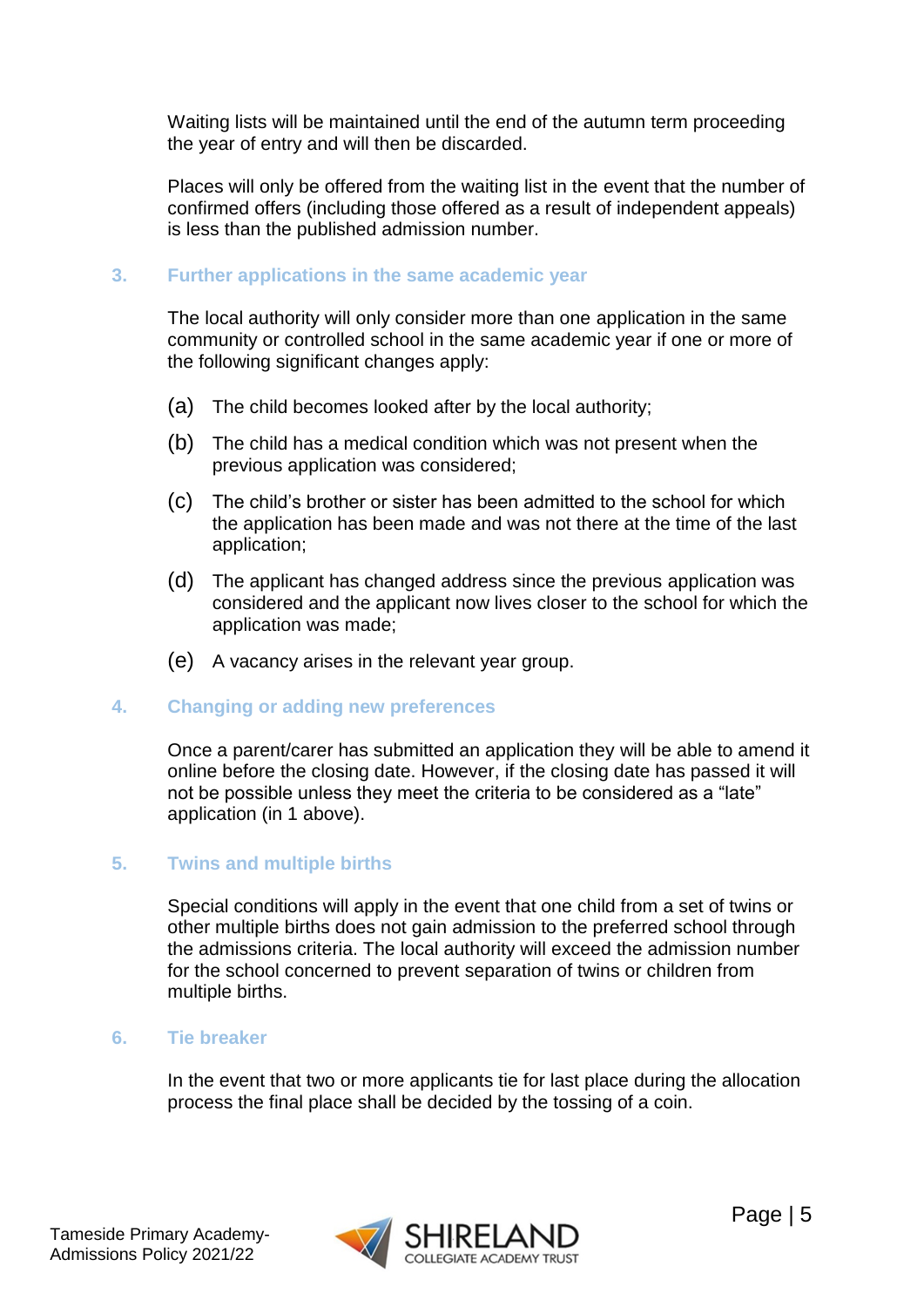Waiting lists will be maintained until the end of the autumn term proceeding the year of entry and will then be discarded.

Places will only be offered from the waiting list in the event that the number of confirmed offers (including those offered as a result of independent appeals) is less than the published admission number.

## 3. Further applications in the same academic year

The local authority will only consider more than one application in the same community or controlled school in the same academic year if one or more of the following significant changes apply:

(a) The child becomes looked after by the local authority;

(b) The child has a medical condition which was not present when the previous application was considered;

(c) The child's brother or sister has been admitted to the school for which the application has been made and was not there at the time of the last application;

(d) The applicant has changed address since the previous application was considered and the applicant now lives closer to the school for which the application was made;

(e) A vacancy arises in the relevant year group.

## 4. Changing or adding new preferences

Once a parent/carer has submitted an application they will be able to amend it online before the closing date. However, if the closing date has passed it will not be possible unless they meet the criteria to be considered as a "late" application (in 1 above).

## 5. Twins and multiple births

Special conditions will apply in the event that one child from a set of twins or other multiple births does not gain admission to the preferred school through the admissions criteria. The local authority will exceed the admission number for the school concerned to prevent separation of twins or children from multiple births.

## 6. Tie breaker

In the event that two or more applicants tie for last place during the allocation process the final place shall be decided by the tossing of a coin.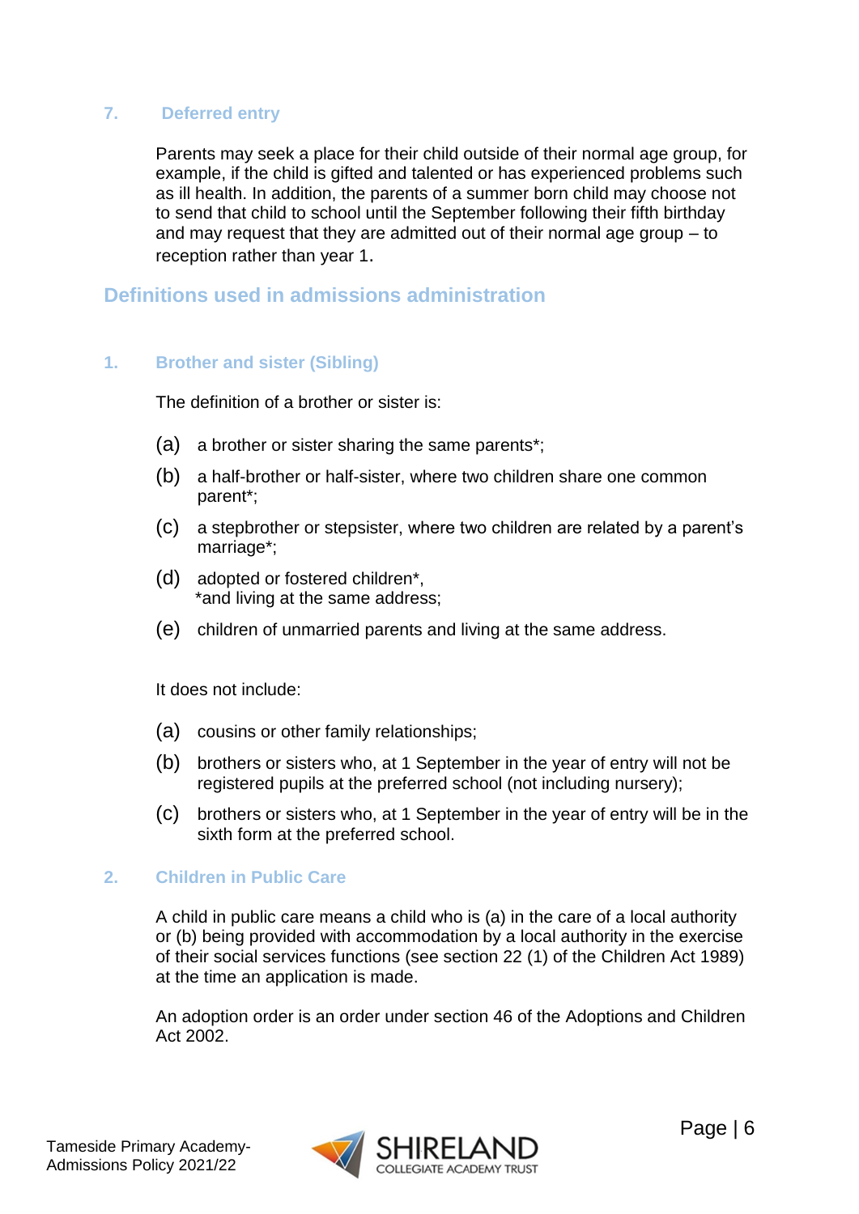### 7. Deferred entry

Parents may seek a place for their child outside of their normal age group, for example, if the child is gifted and talented or has experienced problems such as ill health. In addition, the parents of a summer born child may choose not to send that child to school until the September following their fifth birthday and may request that they are admitted out of their normal age group – to reception rather than year 1.

## Definitions used in admissions administration

### 1. Brother and sister (Sibling)

The definition of a brother or sister is:

(a) a brother or sister sharing the same parents*;

(b) a half-brother or half-sister, where two children share one common parent*;

(c) a stepbrother or stepsister, where two children are related by a parent's marriage*;

(d) adopted or fostered children*,
*and living at the same address;

(e) children of unmarried parents and living at the same address.

It does not include:

(a) cousins or other family relationships;

(b) brothers or sisters who, at 1 September in the year of entry will not be registered pupils at the preferred school (not including nursery);

(c) brothers or sisters who, at 1 September in the year of entry will be in the sixth form at the preferred school.

### 2. Children in Public Care

A child in public care means a child who is (a) in the care of a local authority or (b) being provided with accommodation by a local authority in the exercise of their social services functions (see section 22 (1) of the Children Act 1989) at the time an application is made.

An adoption order is an order under section 46 of the Adoptions and Children Act 2002.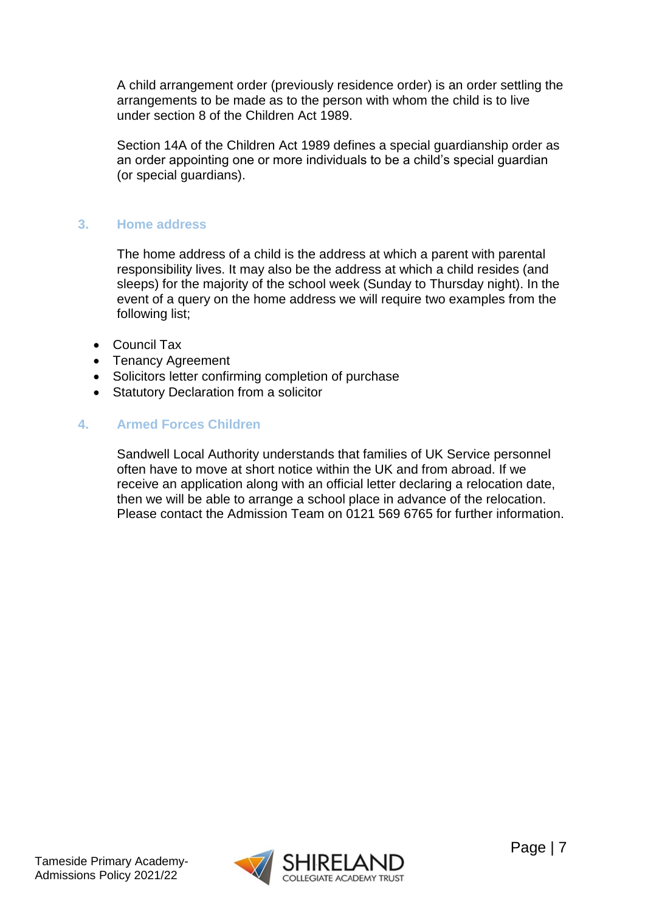A child arrangement order (previously residence order) is an order settling the arrangements to be made as to the person with whom the child is to live under section 8 of the Children Act 1989.

Section 14A of the Children Act 1989 defines a special guardianship order as an order appointing one or more individuals to be a child's special guardian (or special guardians).

## 3. Home address

The home address of a child is the address at which a parent with parental responsibility lives. It may also be the address at which a child resides (and sleeps) for the majority of the school week (Sunday to Thursday night). In the event of a query on the home address we will require two examples from the following list;

- Council Tax
- Tenancy Agreement
- Solicitors letter confirming completion of purchase
- Statutory Declaration from a solicitor

## 4. Armed Forces Children

Sandwell Local Authority understands that families of UK Service personnel often have to move at short notice within the UK and from abroad. If we receive an application along with an official letter declaring a relocation date, then we will be able to arrange a school place in advance of the relocation. Please contact the Admission Team on 0121 569 6765 for further information.